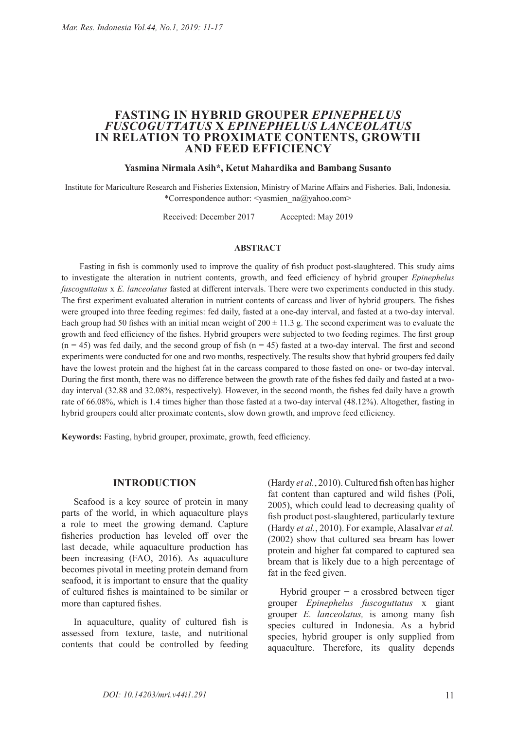# FASTING IN HYBRID GROUPER *EPINEPHELUS FUSCOGUTTATUS* X *EPINEPHELUS LANCEOLATUS* IN RELATION TO PROXIMATE CONTENTS, GROWTH AND FEED EFFICIENCY

**Yasmina Nirmala Asih*, Ketut Mahardika and Bambang Susanto**

Institute for Mariculture Research and Fisheries Extension, Ministry of Marine Affairs and Fisheries. Bali, Indonesia.
*Correspondence author: <yasmien_na@yahoo.com>

Received: December 2017 Accepted: May 2019

## ABSTRACT

Fasting in fish is commonly used to improve the quality of fish product post-slaughtered. This study aims to investigate the alteration in nutrient contents, growth, and feed efficiency of hybrid grouper *Epinephelus fuscoguttatus* x *E. lanceolatus* fasted at different intervals. There were two experiments conducted in this study. The first experiment evaluated alteration in nutrient contents of carcass and liver of hybrid groupers. The fishes were grouped into three feeding regimes: fed daily, fasted at a one-day interval, and fasted at a two-day interval. Each group had 50 fishes with an initial mean weight of $200 \pm 11.3$ g. The second experiment was to evaluate the growth and feed efficiency of the fishes. Hybrid groupers were subjected to two feeding regimes. The first group ($n = 45$) was fed daily, and the second group of fish ($n = 45$) fasted at a two-day interval. The first and second experiments were conducted for one and two months, respectively. The results show that hybrid groupers fed daily have the lowest protein and the highest fat in the carcass compared to those fasted on one- or two-day interval. During the first month, there was no difference between the growth rate of the fishes fed daily and fasted at a two-day interval (32.88 and 32.08%, respectively). However, in the second month, the fishes fed daily have a growth rate of 66.08%, which is 1.4 times higher than those fasted at a two-day interval (48.12%). Altogether, fasting in hybrid groupers could alter proximate contents, slow down growth, and improve feed efficiency.

**Keywords:** Fasting, hybrid grouper, proximate, growth, feed efficiency.

## INTRODUCTION

Seafood is a key source of protein in many parts of the world, in which aquaculture plays a role to meet the growing demand. Capture fisheries production has leveled off over the last decade, while aquaculture production has been increasing (FAO, 2016). As aquaculture becomes pivotal in meeting protein demand from seafood, it is important to ensure that the quality of cultured fishes is maintained to be similar or more than captured fishes.

In aquaculture, quality of cultured fish is assessed from texture, taste, and nutritional contents that could be controlled by feeding (Hardy *et al.*, 2010). Cultured fish often has higher fat content than captured and wild fishes (Poli, 2005), which could lead to decreasing quality of fish product post-slaughtered, particularly texture (Hardy *et al.*, 2010). For example, Alasalvar *et al.* (2002) show that cultured sea bream has lower protein and higher fat compared to captured sea bream that is likely due to a high percentage of fat in the feed given.

Hybrid grouper − a crossbred between tiger grouper *Epinephelus fuscoguttatus* x giant grouper *E. lanceolatus,* is among many fish species cultured in Indonesia. As a hybrid species, hybrid grouper is only supplied from aquaculture. Therefore, its quality depends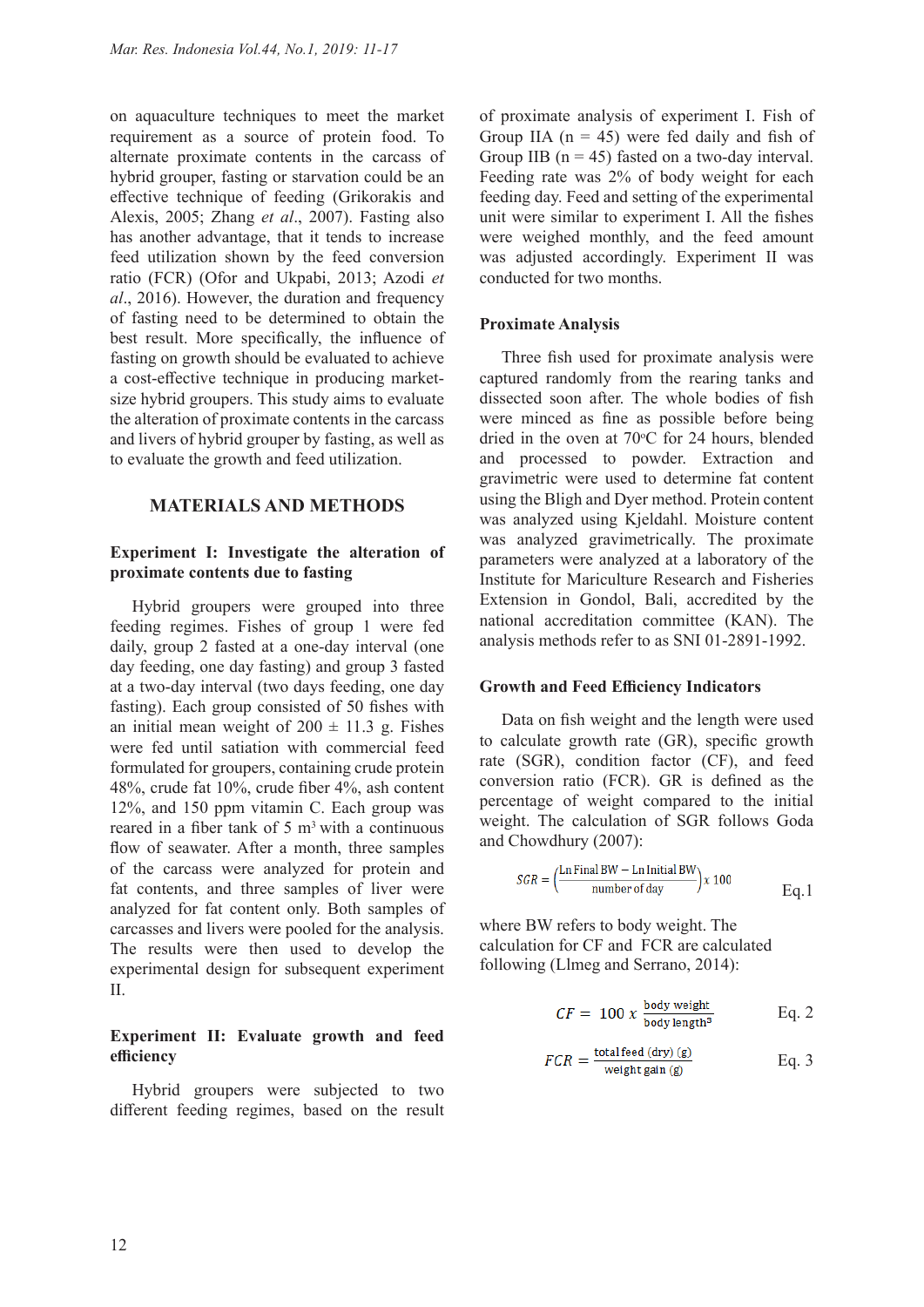on aquaculture techniques to meet the market requirement as a source of protein food. To alternate proximate contents in the carcass of hybrid grouper, fasting or starvation could be an effective technique of feeding (Grikorakis and Alexis, 2005; Zhang *et al*., 2007). Fasting also has another advantage, that it tends to increase feed utilization shown by the feed conversion ratio (FCR) (Ofor and Ukpabi, 2013; Azodi *et al*., 2016). However, the duration and frequency of fasting need to be determined to obtain the best result. More specifically, the influence of fasting on growth should be evaluated to achieve a cost-effective technique in producing market-size hybrid groupers. This study aims to evaluate the alteration of proximate contents in the carcass and livers of hybrid grouper by fasting, as well as to evaluate the growth and feed utilization.

## MATERIALS AND METHODS

### Experiment I: Investigate the alteration of proximate contents due to fasting

Hybrid groupers were grouped into three feeding regimes. Fishes of group 1 were fed daily, group 2 fasted at a one-day interval (one day feeding, one day fasting) and group 3 fasted at a two-day interval (two days feeding, one day fasting). Each group consisted of 50 fishes with an initial mean weight of 200 ± 11.3 g. Fishes were fed until satiation with commercial feed formulated for groupers, containing crude protein 48%, crude fat 10%, crude fiber 4%, ash content 12%, and 150 ppm vitamin C. Each group was reared in a fiber tank of 5 $m^3$ with a continuous flow of seawater. After a month, three samples of the carcass were analyzed for protein and fat contents, and three samples of liver were analyzed for fat content only. Both samples of carcasses and livers were pooled for the analysis. The results were then used to develop the experimental design for subsequent experiment II.

### Experiment II: Evaluate growth and feed efficiency

Hybrid groupers were subjected to two different feeding regimes, based on the result of proximate analysis of experiment I. Fish of Group IIA (n = 45) were fed daily and fish of Group IIB (n = 45) fasted on a two-day interval. Feeding rate was 2% of body weight for each feeding day. Feed and setting of the experimental unit were similar to experiment I. All the fishes were weighed monthly, and the feed amount was adjusted accordingly. Experiment II was conducted for two months.

### Proximate Analysis

Three fish used for proximate analysis were captured randomly from the rearing tanks and dissected soon after. The whole bodies of fish were minced as fine as possible before being dried in the oven at 70°C for 24 hours, blended and processed to powder. Extraction and gravimetric were used to determine fat content using the Bligh and Dyer method. Protein content was analyzed using Kjeldahl. Moisture content was analyzed gravimetrically. The proximate parameters were analyzed at a laboratory of the Institute for Mariculture Research and Fisheries Extension in Gondol, Bali, accredited by the national accreditation committee (KAN). The analysis methods refer to as SNI 01-2891-1992.

### Growth and Feed Efficiency Indicators

Data on fish weight and the length were used to calculate growth rate (GR), specific growth rate (SGR), condition factor (CF), and feed conversion ratio (FCR). GR is defined as the percentage of weight compared to the initial weight. The calculation of SGR follows Goda and Chowdhury (2007):

$$SGR = \left(\frac{\text{Ln Final BW} - \text{Ln Initial BW}}{\text{number of day}}\right) x\ 100 \qquad \text{Eq.1}$$

where BW refers to body weight. The calculation for CF and FCR are calculated following (Llmeg and Serrano, 2014):

$$CF = 100\ x\ \frac{\text{body weight}}{\text{body length}^3} \qquad \text{Eq. 2}$$

$$FCR = \frac{\text{total feed (dry) (g)}}{\text{weight gain (g)}} \qquad \text{Eq. 3}$$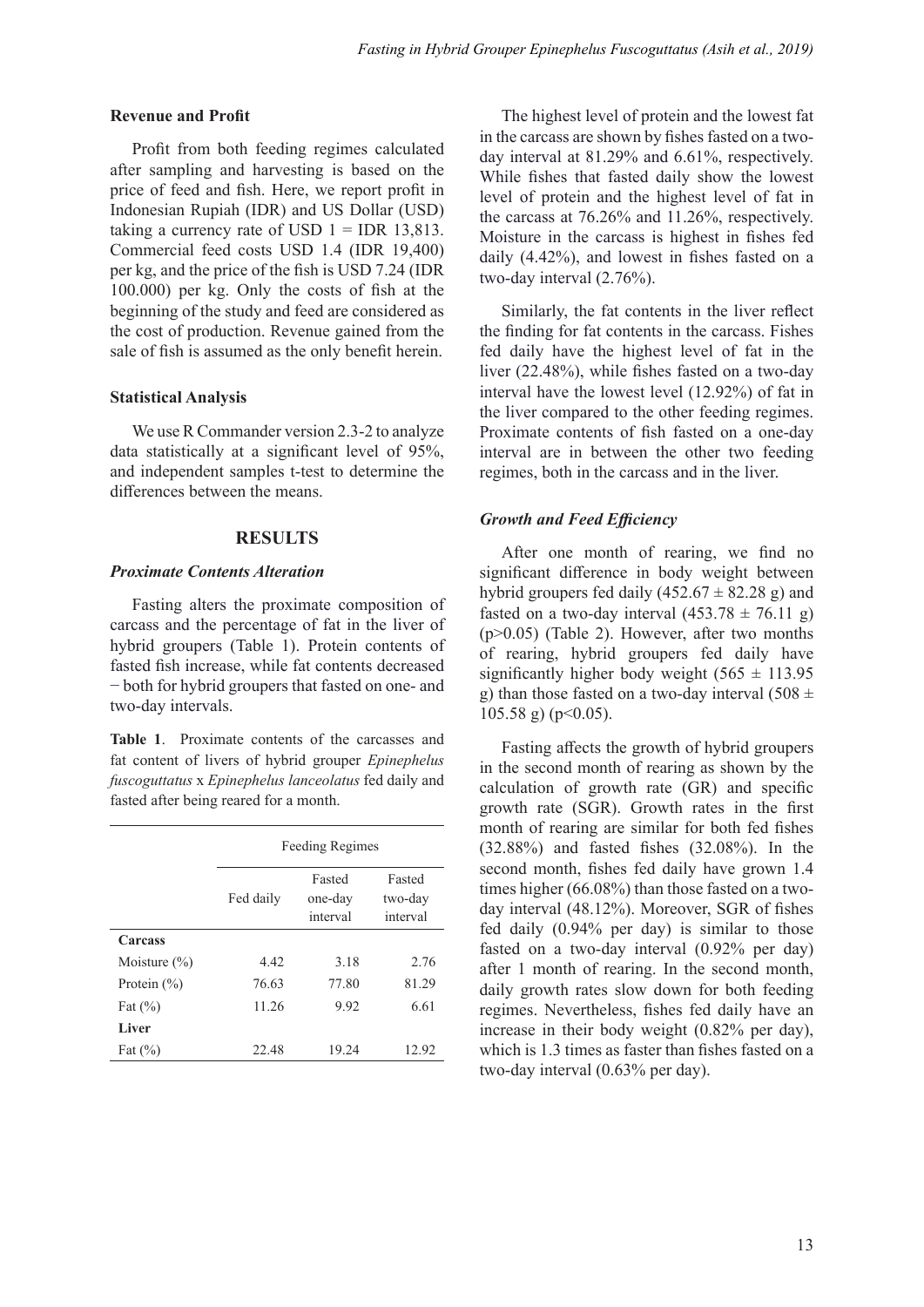### Revenue and Profit

Profit from both feeding regimes calculated after sampling and harvesting is based on the price of feed and fish. Here, we report profit in Indonesian Rupiah (IDR) and US Dollar (USD) taking a currency rate of USD 1 = IDR 13,813. Commercial feed costs USD 1.4 (IDR 19,400) per kg, and the price of the fish is USD 7.24 (IDR 100.000) per kg. Only the costs of fish at the beginning of the study and feed are considered as the cost of production. Revenue gained from the sale of fish is assumed as the only benefit herein.

### Statistical Analysis

We use R Commander version 2.3-2 to analyze data statistically at a significant level of 95%, and independent samples t-test to determine the differences between the means.

## RESULTS

### *Proximate Contents Alteration*

Fasting alters the proximate composition of carcass and the percentage of fat in the liver of hybrid groupers (Table 1). Protein contents of fasted fish increase, while fat contents decreased − both for hybrid groupers that fasted on one- and two-day intervals.

**Table 1**. Proximate contents of the carcasses and fat content of livers of hybrid grouper *Epinephelus fuscoguttatus* x *Epinephelus lanceolatus* fed daily and fasted after being reared for a month.

| | Feeding Regimes | | |
|---|---|---|---|
| | Fed daily | Fasted one-day interval | Fasted two-day interval |
| **Carcass** | | | |
| Moisture (%) | 4.42 | 3.18 | 2.76 |
| Protein (%) | 76.63 | 77.80 | 81.29 |
| Fat (%) | 11.26 | 9.92 | 6.61 |
| **Liver** | | | |
| Fat (%) | 22.48 | 19.24 | 12.92 |

The highest level of protein and the lowest fat in the carcass are shown by fishes fasted on a two-day interval at 81.29% and 6.61%, respectively. While fishes that fasted daily show the lowest level of protein and the highest level of fat in the carcass at 76.26% and 11.26%, respectively. Moisture in the carcass is highest in fishes fed daily (4.42%), and lowest in fishes fasted on a two-day interval (2.76%).

Similarly, the fat contents in the liver reflect the finding for fat contents in the carcass. Fishes fed daily have the highest level of fat in the liver (22.48%), while fishes fasted on a two-day interval have the lowest level (12.92%) of fat in the liver compared to the other feeding regimes. Proximate contents of fish fasted on a one-day interval are in between the other two feeding regimes, both in the carcass and in the liver.

### *Growth and Feed Efficiency*

After one month of rearing, we find no significant difference in body weight between hybrid groupers fed daily (452.67 ± 82.28 g) and fasted on a two-day interval (453.78 ± 76.11 g) ($p>0.05$) (Table 2). However, after two months of rearing, hybrid groupers fed daily have significantly higher body weight (565 ± 113.95 g) than those fasted on a two-day interval (508 ± 105.58 g) ($p<0.05$).

Fasting affects the growth of hybrid groupers in the second month of rearing as shown by the calculation of growth rate (GR) and specific growth rate (SGR). Growth rates in the first month of rearing are similar for both fed fishes (32.88%) and fasted fishes (32.08%). In the second month, fishes fed daily have grown 1.4 times higher (66.08%) than those fasted on a two-day interval (48.12%). Moreover, SGR of fishes fed daily (0.94% per day) is similar to those fasted on a two-day interval (0.92% per day) after 1 month of rearing. In the second month, daily growth rates slow down for both feeding regimes. Nevertheless, fishes fed daily have an increase in their body weight (0.82% per day), which is 1.3 times as faster than fishes fasted on a two-day interval (0.63% per day).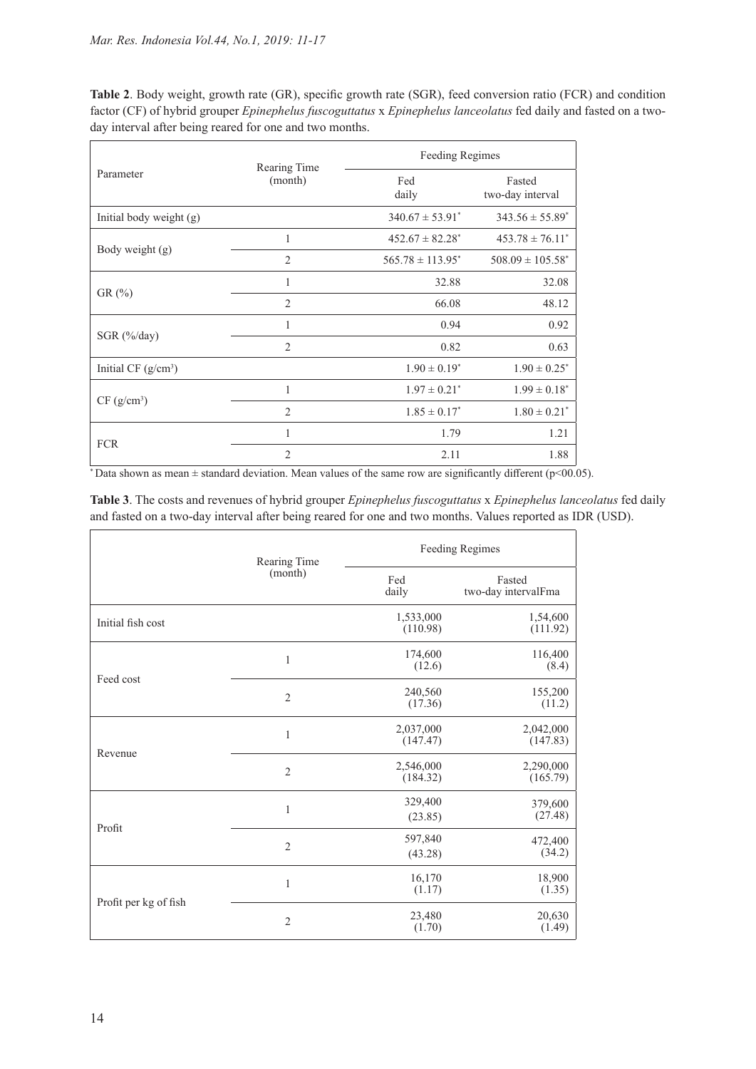**Table 2**. Body weight, growth rate (GR), specific growth rate (SGR), feed conversion ratio (FCR) and condition factor (CF) of hybrid grouper *Epinephelus fuscoguttatus* x *Epinephelus lanceolatus* fed daily and fasted on a two-day interval after being reared for one and two months.

| Parameter | Rearing Time (month) | Feeding Regimes | |
|---|---|---|---|
| | | Fed daily | Fasted two-day interval |
| Initial body weight (g) | | 340.67 ± 53.91* | 343.56 ± 55.89* |
| Body weight (g) | 1 | 452.67 ± 82.28* | 453.78 ± 76.11* |
| | 2 | 565.78 ± 113.95* | 508.09 ± 105.58* |
| GR (%) | 1 | 32.88 | 32.08 |
| | 2 | 66.08 | 48.12 |
| SGR (%/day) | 1 | 0.94 | 0.92 |
| | 2 | 0.82 | 0.63 |
| Initial CF (g/cm³) | | 1.90 ± 0.19* | 1.90 ± 0.25* |
| CF (g/cm³) | 1 | 1.97 ± 0.21* | 1.99 ± 0.18* |
| | 2 | 1.85 ± 0.17* | 1.80 ± 0.21* |
| FCR | 1 | 1.79 | 1.21 |
| | 2 | 2.11 | 1.88 |

*Data shown as mean ± standard deviation. Mean values of the same row are significantly different ($p<00.05$).

**Table 3**. The costs and revenues of hybrid grouper *Epinephelus fuscoguttatus* x *Epinephelus lanceolatus* fed daily and fasted on a two-day interval after being reared for one and two months. Values reported as IDR (USD).

| | Rearing Time (month) | Feeding Regimes | |
|---|---|---|---|
| | | Fed daily | Fasted two-day intervalFma |
| Initial fish cost | | 1,533,000 (110.98) | 1,54,600 (111.92) |
| Feed cost | 1 | 174,600 (12.6) | 116,400 (8.4) |
| | 2 | 240,560 (17.36) | 155,200 (11.2) |
| Revenue | 1 | 2,037,000 (147.47) | 2,042,000 (147.83) |
| | 2 | 2,546,000 (184.32) | 2,290,000 (165.79) |
| Profit | 1 | 329,400 (23.85) | 379,600 (27.48) |
| | 2 | 597,840 (43.28) | 472,400 (34.2) |
| Profit per kg of fish | 1 | 16,170 (1.17) | 18,900 (1.35) |
| | 2 | 23,480 (1.70) | 20,630 (1.49) |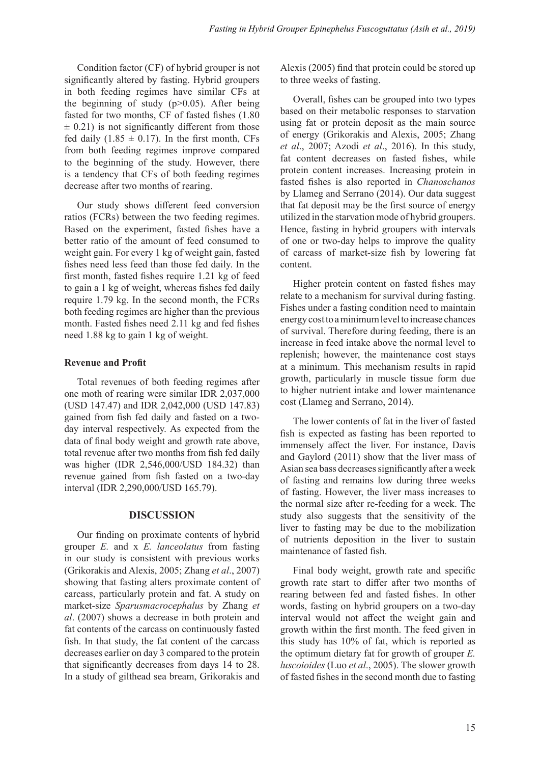Condition factor (CF) of hybrid grouper is not significantly altered by fasting. Hybrid groupers in both feeding regimes have similar CFs at the beginning of study ($p>0.05$). After being fasted for two months, CF of fasted fishes ($1.80 \pm 0.21$) is not significantly different from those fed daily ($1.85 \pm 0.17$). In the first month, CFs from both feeding regimes improve compared to the beginning of the study. However, there is a tendency that CFs of both feeding regimes decrease after two months of rearing.

Our study shows different feed conversion ratios (FCRs) between the two feeding regimes. Based on the experiment, fasted fishes have a better ratio of the amount of feed consumed to weight gain. For every 1 kg of weight gain, fasted fishes need less feed than those fed daily. In the first month, fasted fishes require 1.21 kg of feed to gain a 1 kg of weight, whereas fishes fed daily require 1.79 kg. In the second month, the FCRs both feeding regimes are higher than the previous month. Fasted fishes need 2.11 kg and fed fishes need 1.88 kg to gain 1 kg of weight.

### Revenue and Profit

Total revenues of both feeding regimes after one moth of rearing were similar IDR 2,037,000 (USD 147.47) and IDR 2,042,000 (USD 147.83) gained from fish fed daily and fasted on a two-day interval respectively. As expected from the data of final body weight and growth rate above, total revenue after two months from fish fed daily was higher (IDR 2,546,000/USD 184.32) than revenue gained from fish fasted on a two-day interval (IDR 2,290,000/USD 165.79).

## DISCUSSION

Our finding on proximate contents of hybrid grouper *E.* and x *E. lanceolatus* from fasting in our study is consistent with previous works (Grikorakis and Alexis, 2005; Zhang *et al*., 2007) showing that fasting alters proximate content of carcass, particularly protein and fat. A study on market-size *Sparusmacrocephalus* by Zhang *et al*. (2007) shows a decrease in both protein and fat contents of the carcass on continuously fasted fish. In that study, the fat content of the carcass decreases earlier on day 3 compared to the protein that significantly decreases from days 14 to 28. In a study of gilthead sea bream, Grikorakis and Alexis (2005) find that protein could be stored up to three weeks of fasting.

Overall, fishes can be grouped into two types based on their metabolic responses to starvation using fat or protein deposit as the main source of energy (Grikorakis and Alexis, 2005; Zhang *et al*., 2007; Azodi *et al*., 2016). In this study, fat content decreases on fasted fishes, while protein content increases. Increasing protein in fasted fishes is also reported in *Chanoschanos* by Llameg and Serrano (2014). Our data suggest that fat deposit may be the first source of energy utilized in the starvation mode of hybrid groupers. Hence, fasting in hybrid groupers with intervals of one or two-day helps to improve the quality of carcass of market-size fish by lowering fat content.

Higher protein content on fasted fishes may relate to a mechanism for survival during fasting. Fishes under a fasting condition need to maintain energy cost to a minimum level to increase chances of survival. Therefore during feeding, there is an increase in feed intake above the normal level to replenish; however, the maintenance cost stays at a minimum. This mechanism results in rapid growth, particularly in muscle tissue form due to higher nutrient intake and lower maintenance cost (Llameg and Serrano, 2014).

The lower contents of fat in the liver of fasted fish is expected as fasting has been reported to immensely affect the liver. For instance, Davis and Gaylord (2011) show that the liver mass of Asian sea bass decreases significantly after a week of fasting and remains low during three weeks of fasting. However, the liver mass increases to the normal size after re-feeding for a week. The study also suggests that the sensitivity of the liver to fasting may be due to the mobilization of nutrients deposition in the liver to sustain maintenance of fasted fish.

Final body weight, growth rate and specific growth rate start to differ after two months of rearing between fed and fasted fishes. In other words, fasting on hybrid groupers on a two-day interval would not affect the weight gain and growth within the first month. The feed given in this study has 10% of fat, which is reported as the optimum dietary fat for growth of grouper *E. luscoioides* (Luo *et al*., 2005). The slower growth of fasted fishes in the second month due to fasting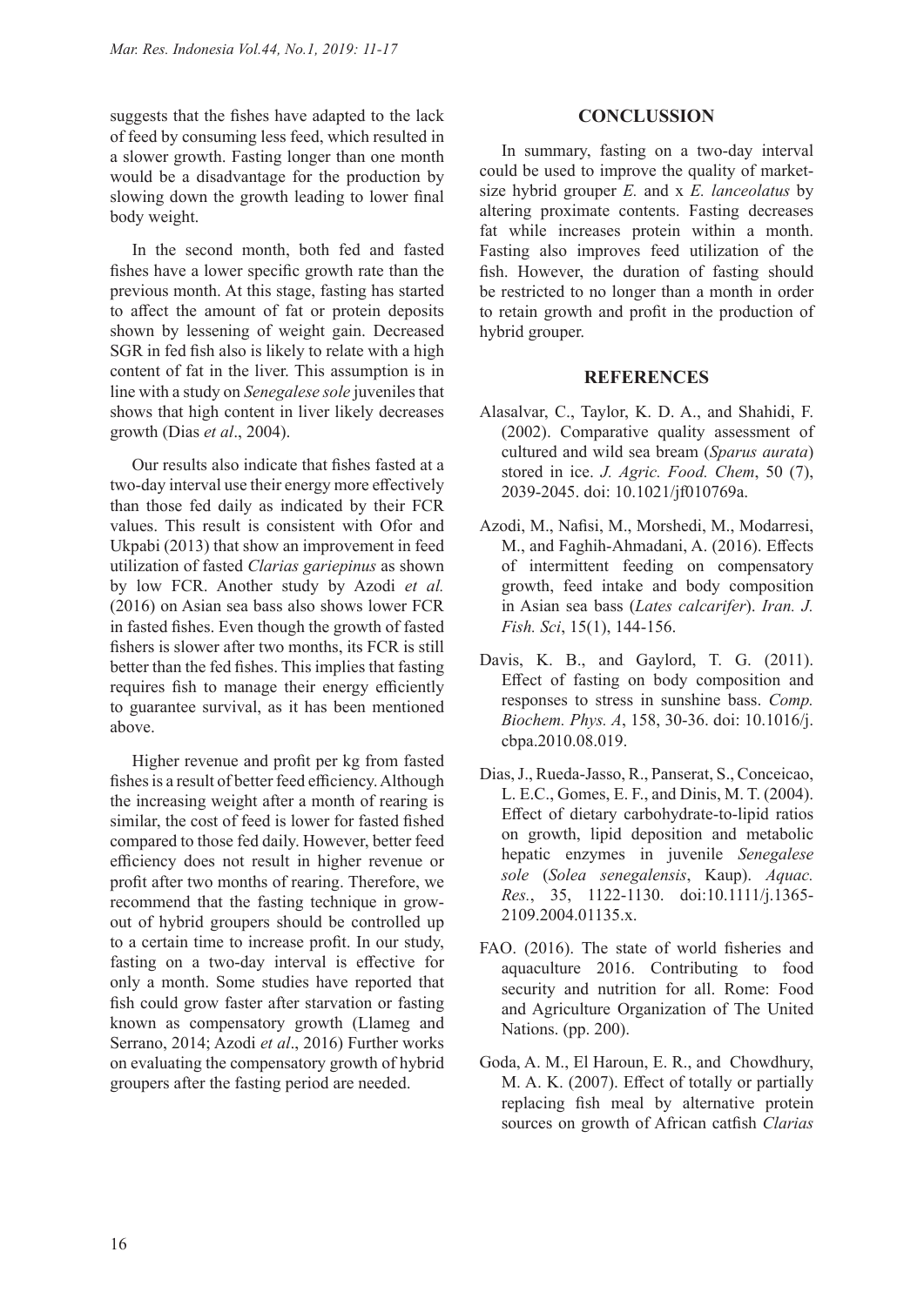suggests that the fishes have adapted to the lack of feed by consuming less feed, which resulted in a slower growth. Fasting longer than one month would be a disadvantage for the production by slowing down the growth leading to lower final body weight.

In the second month, both fed and fasted fishes have a lower specific growth rate than the previous month. At this stage, fasting has started to affect the amount of fat or protein deposits shown by lessening of weight gain. Decreased SGR in fed fish also is likely to relate with a high content of fat in the liver. This assumption is in line with a study on *Senegalese sole* juveniles that shows that high content in liver likely decreases growth (Dias *et al*., 2004).

Our results also indicate that fishes fasted at a two-day interval use their energy more effectively than those fed daily as indicated by their FCR values. This result is consistent with Ofor and Ukpabi (2013) that show an improvement in feed utilization of fasted *Clarias gariepinus* as shown by low FCR. Another study by Azodi *et al.* (2016) on Asian sea bass also shows lower FCR in fasted fishes. Even though the growth of fasted fishers is slower after two months, its FCR is still better than the fed fishes. This implies that fasting requires fish to manage their energy efficiently to guarantee survival, as it has been mentioned above.

Higher revenue and profit per kg from fasted fishes is a result of better feed efficiency. Although the increasing weight after a month of rearing is similar, the cost of feed is lower for fasted fished compared to those fed daily. However, better feed efficiency does not result in higher revenue or profit after two months of rearing. Therefore, we recommend that the fasting technique in grow-out of hybrid groupers should be controlled up to a certain time to increase profit. In our study, fasting on a two-day interval is effective for only a month. Some studies have reported that fish could grow faster after starvation or fasting known as compensatory growth (Llameg and Serrano, 2014; Azodi *et al*., 2016) Further works on evaluating the compensatory growth of hybrid groupers after the fasting period are needed.

## CONCLUSSION

In summary, fasting on a two-day interval could be used to improve the quality of market-size hybrid grouper *E.* and x *E. lanceolatus* by altering proximate contents. Fasting decreases fat while increases protein within a month. Fasting also improves feed utilization of the fish. However, the duration of fasting should be restricted to no longer than a month in order to retain growth and profit in the production of hybrid grouper.

## REFERENCES

Alasalvar, C., Taylor, K. D. A., and Shahidi, F. (2002). Comparative quality assessment of cultured and wild sea bream (*Sparus aurata*) stored in ice. *J. Agric. Food. Chem*, 50 (7), 2039-2045. doi: 10.1021/jf010769a.

Azodi, M., Nafisi, M., Morshedi, M., Modarresi, M., and Faghih-Ahmadani, A. (2016). Effects of intermittent feeding on compensatory growth, feed intake and body composition in Asian sea bass (*Lates calcarifer*). *Iran. J. Fish. Sci*, 15(1), 144-156.

Davis, K. B., and Gaylord, T. G. (2011). Effect of fasting on body composition and responses to stress in sunshine bass. *Comp. Biochem. Phys. A*, 158, 30-36. doi: 10.1016/j.cbpa.2010.08.019.

Dias, J., Rueda-Jasso, R., Panserat, S., Conceicao, L. E.C., Gomes, E. F., and Dinis, M. T. (2004). Effect of dietary carbohydrate-to-lipid ratios on growth, lipid deposition and metabolic hepatic enzymes in juvenile *Senegalese sole* (*Solea senegalensis*, Kaup). *Aquac. Res.*, 35, 1122-1130. doi:10.1111/j.1365-2109.2004.01135.x.

FAO. (2016). The state of world fisheries and aquaculture 2016. Contributing to food security and nutrition for all. Rome: Food and Agriculture Organization of The United Nations. (pp. 200).

Goda, A. M., El Haroun, E. R., and Chowdhury, M. A. K. (2007). Effect of totally or partially replacing fish meal by alternative protein sources on growth of African catfish *Clarias*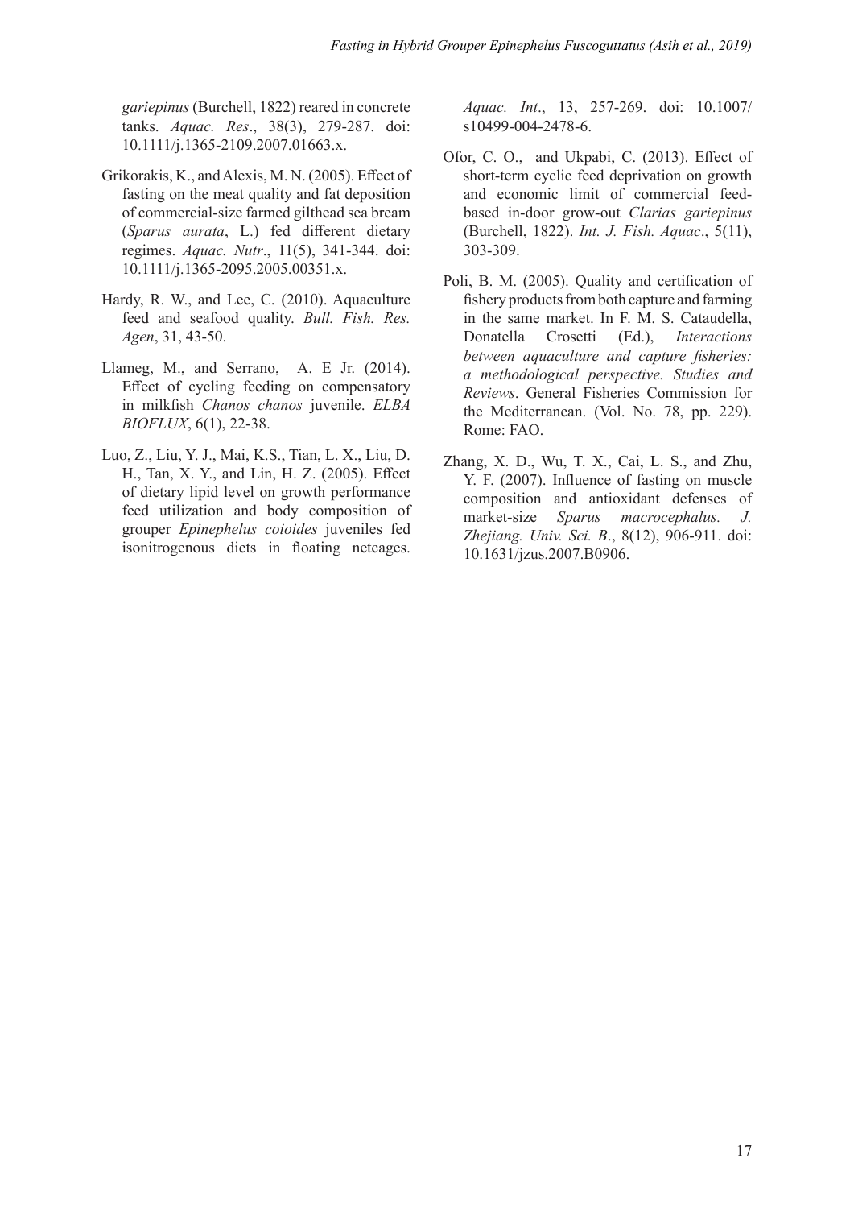*gariepinus* (Burchell, 1822) reared in concrete tanks. *Aquac. Res*., 38(3), 279-287. doi: 10.1111/j.1365-2109.2007.01663.x.

Grikorakis, K., and Alexis, M. N. (2005). Effect of fasting on the meat quality and fat deposition of commercial-size farmed gilthead sea bream (*Sparus aurata*, L.) fed different dietary regimes. *Aquac. Nutr*., 11(5), 341-344. doi: 10.1111/j.1365-2095.2005.00351.x.

Hardy, R. W., and Lee, C. (2010). Aquaculture feed and seafood quality. *Bull. Fish. Res. Agen*, 31, 43-50.

Llameg, M., and Serrano, A. E Jr. (2014). Effect of cycling feeding on compensatory in milkfish *Chanos chanos* juvenile. *ELBA BIOFLUX*, 6(1), 22-38.

Luo, Z., Liu, Y. J., Mai, K.S., Tian, L. X., Liu, D. H., Tan, X. Y., and Lin, H. Z. (2005). Effect of dietary lipid level on growth performance feed utilization and body composition of grouper *Epinephelus coioides* juveniles fed isonitrogenous diets in floating netcages. *Aquac. Int*., 13, 257-269. doi: 10.1007/s10499-004-2478-6.

Ofor, C. O., and Ukpabi, C. (2013). Effect of short-term cyclic feed deprivation on growth and economic limit of commercial feed-based in-door grow-out *Clarias gariepinus* (Burchell, 1822). *Int. J. Fish. Aquac*., 5(11), 303-309.

Poli, B. M. (2005). Quality and certification of fishery products from both capture and farming in the same market. In F. M. S. Cataudella, Donatella Crosetti (Ed.), *Interactions between aquaculture and capture fisheries: a methodological perspective. Studies and Reviews*. General Fisheries Commission for the Mediterranean. (Vol. No. 78, pp. 229). Rome: FAO.

Zhang, X. D., Wu, T. X., Cai, L. S., and Zhu, Y. F. (2007). Influence of fasting on muscle composition and antioxidant defenses of market-size *Sparus macrocephalus. J. Zhejiang. Univ. Sci. B*., 8(12), 906-911. doi: 10.1631/jzus.2007.B0906.